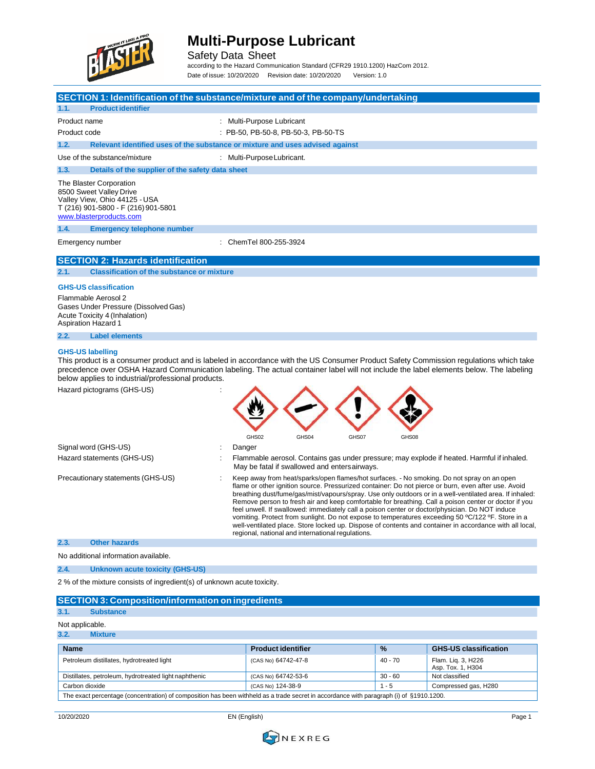# Multi-Purpose Lubricant

Safety Data Sheet

according to the Hazard Communication Standard (CFR29 1910.1200) HazCom 2012.

Date of issue: 10/20/2020 Revision date: 10/20/2020 Version: 1.0

## SECTION 1: Identification of the substance/mixture and of the company/undertaking

### 1.1. Product identifier

Product name : Multi-Purpose Lubricant

Product code : PB-50, PB-50-8, PB-50-3, PB-50-TS

### 1.2. Relevant identified uses of the substance or mixture and uses advised against

Use of the substance/mixture : Multi-Purpose Lubricant.

### 1.3. Details of the supplier of the safety data sheet

The Blaster Corporation
8500 Sweet Valley Drive
Valley View, Ohio 44125 - USA
T (216) 901-5800 - F (216) 901-5801
www.blasterproducts.com

### 1.4. Emergency telephone number

Emergency number : ChemTel 800-255-3924

## SECTION 2: Hazards identification

### 2.1. Classification of the substance or mixture

**GHS-US classification**

Flammable Aerosol 2
Gases Under Pressure (Dissolved Gas)
Acute Toxicity 4 (Inhalation)
Aspiration Hazard 1

### 2.2. Label elements

**GHS-US labelling**

This product is a consumer product and is labeled in accordance with the US Consumer Product Safety Commission regulations which take precedence over OSHA Hazard Communication labeling. The actual container label will not include the label elements below. The labeling below applies to industrial/professional products.

Hazard pictograms (GHS-US) :

GHS02 GHS04 GHS07 GHS08

Signal word (GHS-US) : Danger

Hazard statements (GHS-US) : Flammable aerosol. Contains gas under pressure; may explode if heated. Harmful if inhaled. May be fatal if swallowed and enters airways.

Precautionary statements (GHS-US) : Keep away from heat/sparks/open flames/hot surfaces. - No smoking. Do not spray on an open flame or other ignition source. Pressurized container: Do not pierce or burn, even after use. Avoid breathing dust/fume/gas/mist/vapours/spray. Use only outdoors or in a well-ventilated area. If inhaled: Remove person to fresh air and keep comfortable for breathing. Call a poison center or doctor if you feel unwell. If swallowed: immediately call a poison center or doctor/physician. Do NOT induce vomiting. Protect from sunlight. Do not expose to temperatures exceeding 50 ºC/122 ºF. Store in a well-ventilated place. Store locked up. Dispose of contents and container in accordance with all local, regional, national and international regulations.

### 2.3. Other hazards

No additional information available.

### 2.4. Unknown acute toxicity (GHS-US)

2 % of the mixture consists of ingredient(s) of unknown acute toxicity.

## SECTION 3: Composition/information on ingredients

### 3.1. Substance

Not applicable.

### 3.2. Mixture

| Name | Product identifier | % | GHS-US classification |
|---|---|---|---|
| Petroleum distillates, hydrotreated light | (CAS No) 64742-47-8 | 40 - 70 | Flam. Liq. 3, H226<br>Asp. Tox. 1, H304 |
| Distillates, petroleum, hydrotreated light naphthenic | (CAS No) 64742-53-6 | 30 - 60 | Not classified |
| Carbon dioxide | (CAS No) 124-38-9 | 1 - 5 | Compressed gas, H280 |
| The exact percentage (concentration) of composition has been withheld as a trade secret in accordance with paragraph (i) of §1910.1200. | | | |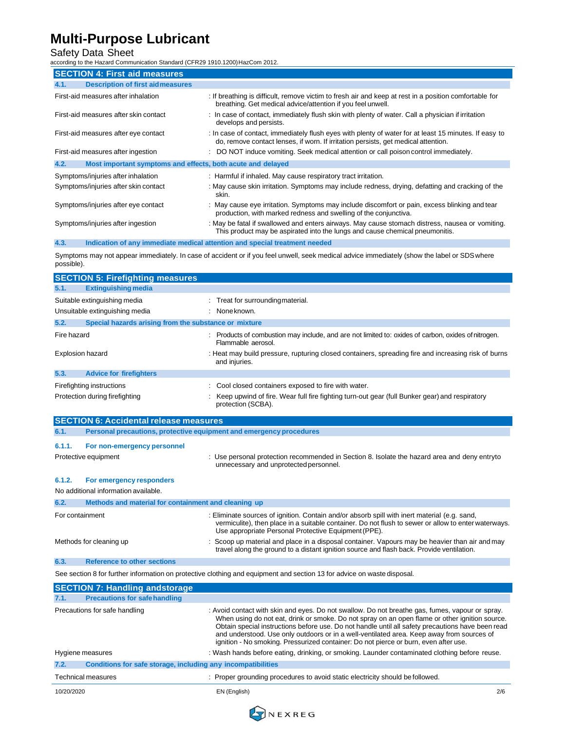## SECTION 4: First aid measures

### 4.1. Description of first aid measures

| | |
|---|---|
| First-aid measures after inhalation | : If breathing is difficult, remove victim to fresh air and keep at rest in a position comfortable for breathing. Get medical advice/attention if you feel unwell. |
| First-aid measures after skin contact | : In case of contact, immediately flush skin with plenty of water. Call a physician if irritation develops and persists. |
| First-aid measures after eye contact | : In case of contact, immediately flush eyes with plenty of water for at least 15 minutes. If easy to do, remove contact lenses, if worn. If irritation persists, get medical attention. |
| First-aid measures after ingestion | : DO NOT induce vomiting. Seek medical attention or call poison control immediately. |

### 4.2. Most important symptoms and effects, both acute and delayed

| | |
|---|---|
| Symptoms/injuries after inhalation | : Harmful if inhaled. May cause respiratory tract irritation. |
| Symptoms/injuries after skin contact | : May cause skin irritation. Symptoms may include redness, drying, defatting and cracking of the skin. |
| Symptoms/injuries after eye contact | : May cause eye irritation. Symptoms may include discomfort or pain, excess blinking and tear production, with marked redness and swelling of the conjunctiva. |
| Symptoms/injuries after ingestion | : May be fatal if swallowed and enters airways. May cause stomach distress, nausea or vomiting. This product may be aspirated into the lungs and cause chemical pneumonitis. |

### 4.3. Indication of any immediate medical attention and special treatment needed

Symptoms may not appear immediately. In case of accident or if you feel unwell, seek medical advice immediately (show the label or SDS where possible).

## SECTION 5: Firefighting measures

### 5.1. Extinguishing media

| | |
|---|---|
| Suitable extinguishing media | : Treat for surrounding material. |
| Unsuitable extinguishing media | : None known. |

### 5.2. Special hazards arising from the substance or mixture

| | |
|---|---|
| Fire hazard | : Products of combustion may include, and are not limited to: oxides of carbon, oxides of nitrogen. Flammable aerosol. |
| Explosion hazard | : Heat may build pressure, rupturing closed containers, spreading fire and increasing risk of burns and injuries. |

### 5.3. Advice for firefighters

| | |
|---|---|
| Firefighting instructions | : Cool closed containers exposed to fire with water. |
| Protection during firefighting | : Keep upwind of fire. Wear full fire fighting turn-out gear (full Bunker gear) and respiratory protection (SCBA). |

## SECTION 6: Accidental release measures

### 6.1. Personal precautions, protective equipment and emergency procedures

#### 6.1.1. For non-emergency personnel

| | |
|---|---|
| Protective equipment | : Use personal protection recommended in Section 8. Isolate the hazard area and deny entry to unnecessary and unprotected personnel. |

#### 6.1.2. For emergency responders

No additional information available.

### 6.2. Methods and material for containment and cleaning up

| | |
|---|---|
| For containment | : Eliminate sources of ignition. Contain and/or absorb spill with inert material (e.g. sand, vermiculite), then place in a suitable container. Do not flush to sewer or allow to enter waterways. Use appropriate Personal Protective Equipment (PPE). |
| Methods for cleaning up | : Scoop up material and place in a disposal container. Vapours may be heavier than air and may travel along the ground to a distant ignition source and flash back. Provide ventilation. |

### 6.3. Reference to other sections

See section 8 for further information on protective clothing and equipment and section 13 for advice on waste disposal.

## SECTION 7: Handling and storage

### 7.1. Precautions for safe handling

| | |
|---|---|
| Precautions for safe handling | : Avoid contact with skin and eyes. Do not swallow. Do not breathe gas, fumes, vapour or spray. When using do not eat, drink or smoke. Do not spray on an open flame or other ignition source. Obtain special instructions before use. Do not handle until all safety precautions have been read and understood. Use only outdoors or in a well-ventilated area. Keep away from sources of ignition - No smoking. Pressurized container: Do not pierce or burn, even after use. |
| Hygiene measures | : Wash hands before eating, drinking, or smoking. Launder contaminated clothing before reuse. |

### 7.2. Conditions for safe storage, including any incompatibilities

| | |
|---|---|
| Technical measures | : Proper grounding procedures to avoid static electricity should be followed. |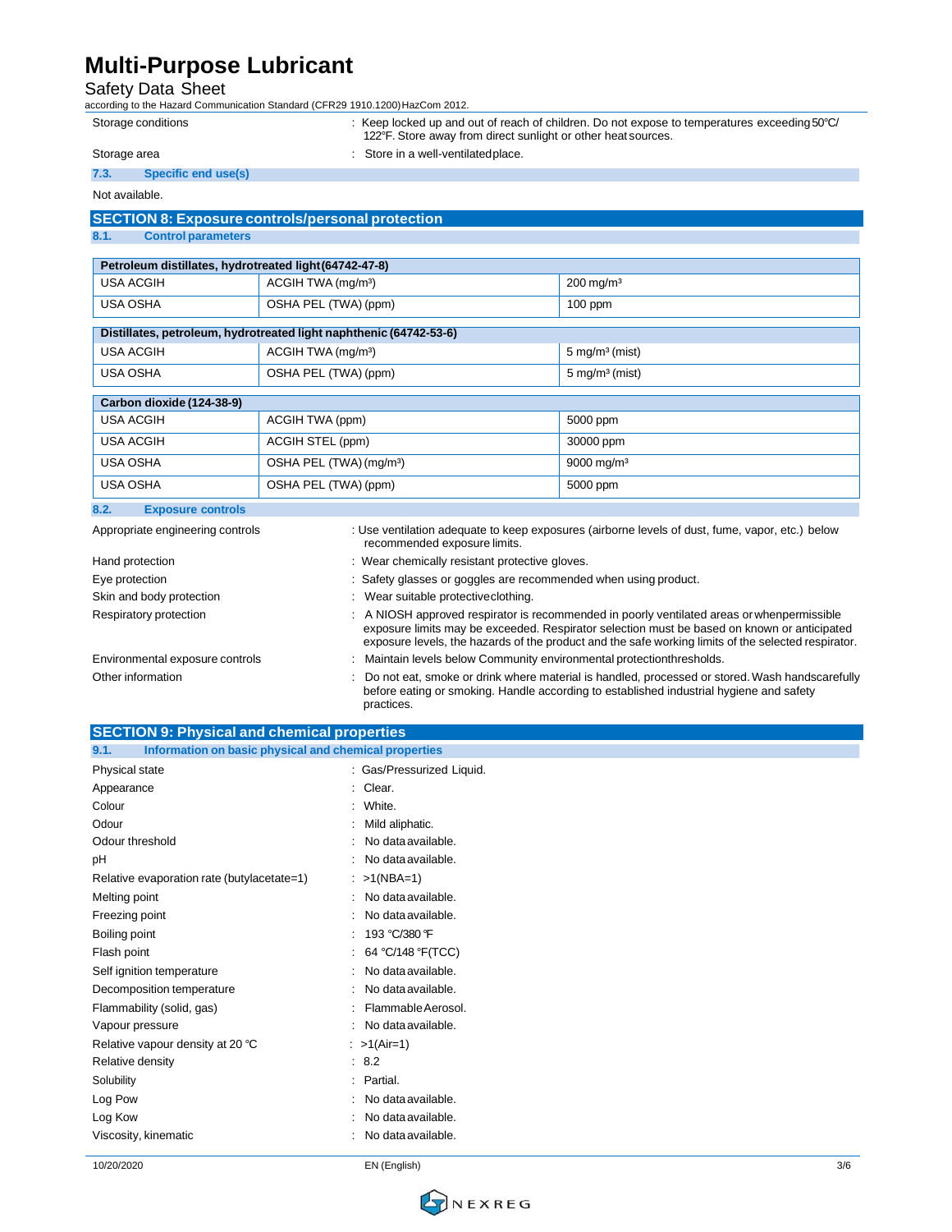| | |
|---|---|
| Storage conditions | : Keep locked up and out of reach of children. Do not expose to temperatures exceeding 50°C/ 122°F. Store away from direct sunlight or other heat sources. |
| Storage area | : Store in a well-ventilated place. |

### 7.3. Specific end use(s)

Not available.

## SECTION 8: Exposure controls/personal protection

### 8.1. Control parameters

| Petroleum distillates, hydrotreated light (64742-47-8) | | |
|---|---|---|
| USA ACGIH | ACGIH TWA (mg/m³) | 200 mg/m³ |
| USA OSHA | OSHA PEL (TWA) (ppm) | 100 ppm |

| Distillates, petroleum, hydrotreated light naphthenic (64742-53-6) | | |
|---|---|---|
| USA ACGIH | ACGIH TWA (mg/m³) | 5 mg/m³ (mist) |
| USA OSHA | OSHA PEL (TWA) (ppm) | 5 mg/m³ (mist) |

| Carbon dioxide (124-38-9) | | |
|---|---|---|
| USA ACGIH | ACGIH TWA (ppm) | 5000 ppm |
| USA ACGIH | ACGIH STEL (ppm) | 30000 ppm |
| USA OSHA | OSHA PEL (TWA) (mg/m³) | 9000 mg/m³ |
| USA OSHA | OSHA PEL (TWA) (ppm) | 5000 ppm |

### 8.2. Exposure controls

| | |
|---|---|
| Appropriate engineering controls | : Use ventilation adequate to keep exposures (airborne levels of dust, fume, vapor, etc.) below recommended exposure limits. |
| Hand protection | : Wear chemically resistant protective gloves. |
| Eye protection | : Safety glasses or goggles are recommended when using product. |
| Skin and body protection | : Wear suitable protective clothing. |
| Respiratory protection | : A NIOSH approved respirator is recommended in poorly ventilated areas or when permissible exposure limits may be exceeded. Respirator selection must be based on known or anticipated exposure levels, the hazards of the product and the safe working limits of the selected respirator. |
| Environmental exposure controls | : Maintain levels below Community environmental protection thresholds. |
| Other information | : Do not eat, smoke or drink where material is handled, processed or stored. Wash hands carefully before eating or smoking. Handle according to established industrial hygiene and safety practices. |

## SECTION 9: Physical and chemical properties

### 9.1. Information on basic physical and chemical properties

| | |
|---|---|
| Physical state | : Gas/Pressurized Liquid. |
| Appearance | : Clear. |
| Colour | : White. |
| Odour | : Mild aliphatic. |
| Odour threshold | : No data available. |
| pH | : No data available. |
| Relative evaporation rate (butylacetate=1) | : >1(NBA=1) |
| Melting point | : No data available. |
| Freezing point | : No data available. |
| Boiling point | : 193 °C/380 °F |
| Flash point | : 64 °C/148 °F(TCC) |
| Self ignition temperature | : No data available. |
| Decomposition temperature | : No data available. |
| Flammability (solid, gas) | : Flammable Aerosol. |
| Vapour pressure | : No data available. |
| Relative vapour density at 20 °C | : >1(Air=1) |
| Relative density | : 8.2 |
| Solubility | : Partial. |
| Log Pow | : No data available. |
| Log Kow | : No data available. |
| Viscosity, kinematic | : No data available. |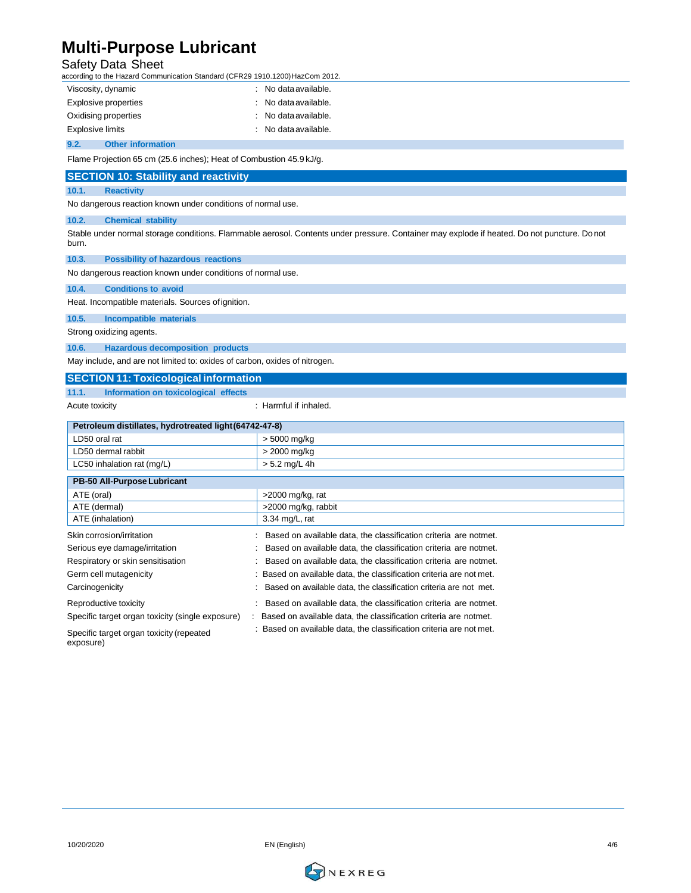| | |
|---|---|
| Viscosity, dynamic | : No data available. |
| Explosive properties | : No data available. |
| Oxidising properties | : No data available. |
| Explosive limits | : No data available. |

### 9.2. Other information

Flame Projection 65 cm (25.6 inches); Heat of Combustion 45.9 kJ/g.

## SECTION 10: Stability and reactivity

### 10.1. Reactivity

No dangerous reaction known under conditions of normal use.

### 10.2. Chemical stability

Stable under normal storage conditions. Flammable aerosol. Contents under pressure. Container may explode if heated. Do not puncture. Do not burn.

### 10.3. Possibility of hazardous reactions

No dangerous reaction known under conditions of normal use.

### 10.4. Conditions to avoid

Heat. Incompatible materials. Sources of ignition.

### 10.5. Incompatible materials

Strong oxidizing agents.

### 10.6. Hazardous decomposition products

May include, and are not limited to: oxides of carbon, oxides of nitrogen.

## SECTION 11: Toxicological information

### 11.1. Information on toxicological effects

Acute toxicity : Harmful if inhaled.

| Petroleum distillates, hydrotreated light (64742-47-8) | |
|---|---|
| LD50 oral rat | > 5000 mg/kg |
| LD50 dermal rabbit | > 2000 mg/kg |
| LC50 inhalation rat (mg/L) | > 5.2 mg/L 4h |

| PB-50 All-Purpose Lubricant | |
|---|---|
| ATE (oral) | >2000 mg/kg, rat |
| ATE (dermal) | >2000 mg/kg, rabbit |
| ATE (inhalation) | 3.34 mg/L, rat |

| | |
|---|---|
| Skin corrosion/irritation | : Based on available data, the classification criteria are not met. |
| Serious eye damage/irritation | : Based on available data, the classification criteria are not met. |
| Respiratory or skin sensitisation | : Based on available data, the classification criteria are not met. |
| Germ cell mutagenicity | : Based on available data, the classification criteria are not met. |
| Carcinogenicity | : Based on available data, the classification criteria are not met. |
| Reproductive toxicity | : Based on available data, the classification criteria are not met. |
| Specific target organ toxicity (single exposure) | : Based on available data, the classification criteria are not met. |
| Specific target organ toxicity (repeated exposure) | : Based on available data, the classification criteria are not met. |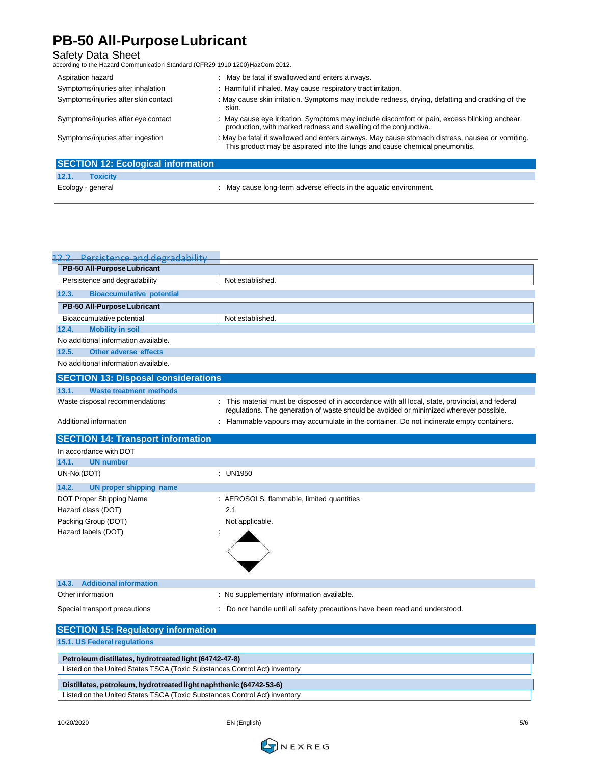| | |
|---|---|
| Aspiration hazard | : May be fatal if swallowed and enters airways. |
| Symptoms/injuries after inhalation | : Harmful if inhaled. May cause respiratory tract irritation. |
| Symptoms/injuries after skin contact | : May cause skin irritation. Symptoms may include redness, drying, defatting and cracking of the skin. |
| Symptoms/injuries after eye contact | : May cause eye irritation. Symptoms may include discomfort or pain, excess blinking andtear production, with marked redness and swelling of the conjunctiva. |
| Symptoms/injuries after ingestion | : May be fatal if swallowed and enters airways. May cause stomach distress, nausea or vomiting. This product may be aspirated into the lungs and cause chemical pneumonitis. |

## SECTION 12: Ecological information

### 12.1. Toxicity

Ecology - general : May cause long-term adverse effects in the aquatic environment.

### 12.2. Persistence and degradability

| PB-50 All-Purpose Lubricant | |
|---|---|
| Persistence and degradability | Not established. |

### 12.3. Bioaccumulative potential

| PB-50 All-Purpose Lubricant | |
|---|---|
| Bioaccumulative potential | Not established. |

### 12.4. Mobility in soil

No additional information available.

### 12.5. Other adverse effects

No additional information available.

## SECTION 13: Disposal considerations

### 13.1. Waste treatment methods

| | |
|---|---|
| Waste disposal recommendations | : This material must be disposed of in accordance with all local, state, provincial, and federal regulations. The generation of waste should be avoided or minimized wherever possible. |
| Additional information | : Flammable vapours may accumulate in the container. Do not incinerate empty containers. |

## SECTION 14: Transport information

In accordance with DOT

### 14.1. UN number

UN-No.(DOT) : UN1950

### 14.2. UN proper shipping name

| | |
|---|---|
| DOT Proper Shipping Name | : AEROSOLS, flammable, limited quantities |
| Hazard class (DOT) | 2.1 |
| Packing Group (DOT) | Not applicable. |
| Hazard labels (DOT) | : |

### 14.3. Additional information

| | |
|---|---|
| Other information | : No supplementary information available. |
| Special transport precautions | : Do not handle until all safety precautions have been read and understood. |

## SECTION 15: Regulatory information

### 15.1. US Federal regulations

| Petroleum distillates, hydrotreated light (64742-47-8) |
|---|
| Listed on the United States TSCA (Toxic Substances Control Act) inventory |

| Distillates, petroleum, hydrotreated light naphthenic (64742-53-6) |
|---|
| Listed on the United States TSCA (Toxic Substances Control Act) inventory |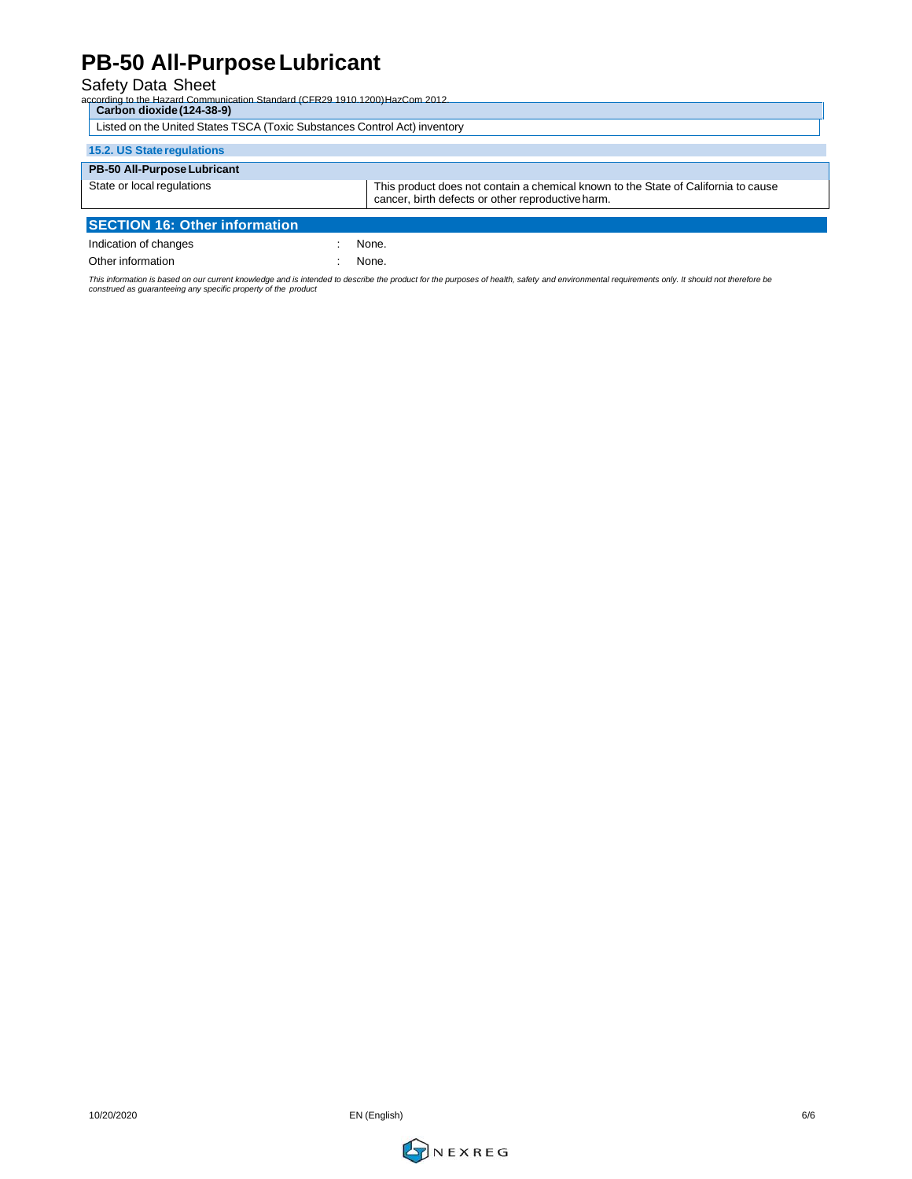| Carbon dioxide (124-38-9) |
| --- |
| Listed on the United States TSCA (Toxic Substances Control Act) inventory |

### 15.2. US State regulations

| PB-50 All-Purpose Lubricant | |
| --- | --- |
| State or local regulations | This product does not contain a chemical known to the State of California to cause cancer, birth defects or other reproductive harm. |

## SECTION 16: Other information

Indication of changes : None.

Other information : None.

*This information is based on our current knowledge and is intended to describe the product for the purposes of health, safety and environmental requirements only. It should not therefore be construed as guaranteeing any specific property of the product*